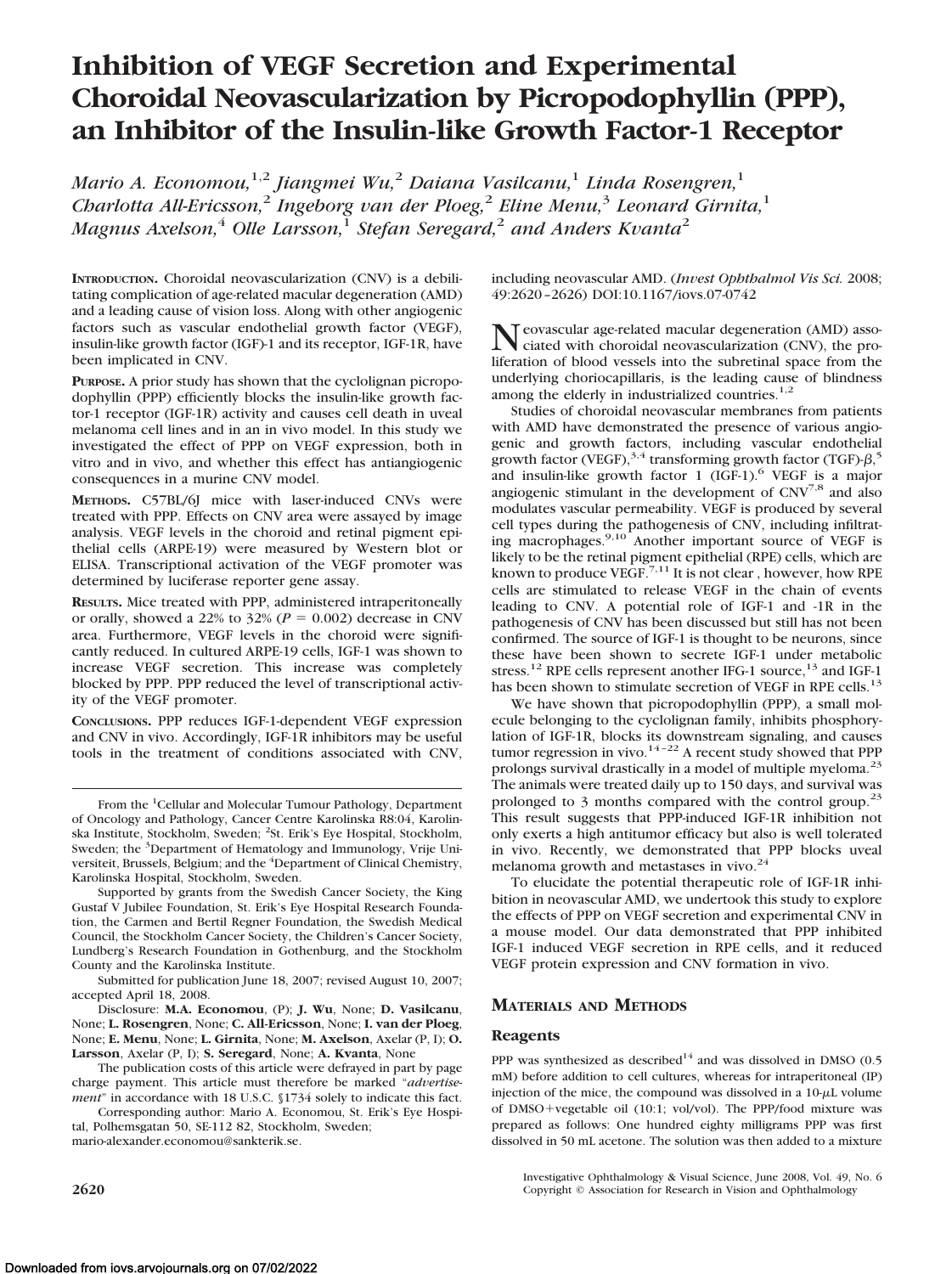# Inhibition of VEGF Secretion and Experimental Choroidal Neovascularization by Picropodophyllin (PPP), an Inhibitor of the Insulin-like Growth Factor-1 Receptor

*Mario A. Economou,[1,2] Jiangmei Wu,[2] Daiana Vasilcanu,[1] Linda Rosengren,[1] Charlotta All-Ericsson,[2] Ingeborg van der Ploeg,[2] Eline Menu,[3] Leonard Girnita,[1] Magnus Axelson,[4] Olle Larsson,[1] Stefan Seregard,[2] and Anders Kvanta[2]*

**INTRODUCTION.** Choroidal neovascularization (CNV) is a debilitating complication of age-related macular degeneration (AMD) and a leading cause of vision loss. Along with other angiogenic factors such as vascular endothelial growth factor (VEGF), insulin-like growth factor (IGF)-1 and its receptor, IGF-1R, have been implicated in CNV.

**PURPOSE.** A prior study has shown that the cyclolignan picropodophyllin (PPP) efficiently blocks the insulin-like growth factor-1 receptor (IGF-1R) activity and causes cell death in uveal melanoma cell lines and in an in vivo model. In this study we investigated the effect of PPP on VEGF expression, both in vitro and in vivo, and whether this effect has antiangiogenic consequences in a murine CNV model.

**METHODS.** C57BL/6J mice with laser-induced CNVs were treated with PPP. Effects on CNV area were assayed by image analysis. VEGF levels in the choroid and retinal pigment epithelial cells (ARPE-19) were measured by Western blot or ELISA. Transcriptional activation of the VEGF promoter was determined by luciferase reporter gene assay.

**RESULTS.** Mice treated with PPP, administered intraperitoneally or orally, showed a 22% to 32% ($P = 0.002$) decrease in CNV area. Furthermore, VEGF levels in the choroid were significantly reduced. In cultured ARPE-19 cells, IGF-1 was shown to increase VEGF secretion. This increase was completely blocked by PPP. PPP reduced the level of transcriptional activity of the VEGF promoter.

**CONCLUSIONS.** PPP reduces IGF-1-dependent VEGF expression and CNV in vivo. Accordingly, IGF-1R inhibitors may be useful tools in the treatment of conditions associated with CNV, including neovascular AMD. (*Invest Ophthalmol Vis Sci.* 2008;49:2620–2626) DOI:10.1167/iovs.07-0742

From the [1]Cellular and Molecular Tumour Pathology, Department of Oncology and Pathology, Cancer Centre Karolinska R8:04, Karolinska Institute, Stockholm, Sweden; [2]St. Erik's Eye Hospital, Stockholm, Sweden; the [3]Department of Hematology and Immunology, Vrije Universiteit, Brussels, Belgium; and the [4]Department of Clinical Chemistry, Karolinska Hospital, Stockholm, Sweden.

Supported by grants from the Swedish Cancer Society, the King Gustaf V Jubilee Foundation, St. Erik's Eye Hospital Research Foundation, the Carmen and Bertil Regner Foundation, the Swedish Medical Council, the Stockholm Cancer Society, the Children's Cancer Society, Lundberg's Research Foundation in Gothenburg, and the Stockholm County and the Karolinska Institute.

Submitted for publication June 18, 2007; revised August 10, 2007; accepted April 18, 2008.

Disclosure: **M.A. Economou**, (P); **J. Wu**, None; **D. Vasilcanu**, None; **L. Rosengren**, None; **C. All-Ericsson**, None; **I. van der Ploeg**, None; **E. Menu**, None; **L. Girnita**, None; **M. Axelson**, Axelar (P, I); **O. Larsson**, Axelar (P, I); **S. Seregard**, None; **A. Kvanta**, None

The publication costs of this article were defrayed in part by page charge payment. This article must therefore be marked "*advertisement*" in accordance with 18 U.S.C. §1734 solely to indicate this fact.

Corresponding author: Mario A. Economou, St. Erik's Eye Hospital, Polhemsgatan 50, SE-112 82, Stockholm, Sweden; mario-alexander.economou@sankterik.se.

Neovascular age-related macular degeneration (AMD) associated with choroidal neovascularization (CNV), the proliferation of blood vessels into the subretinal space from the underlying choriocapillaris, is the leading cause of blindness among the elderly in industrialized countries.[1,2]

Studies of choroidal neovascular membranes from patients with AMD have demonstrated the presence of various angiogenic and growth factors, including vascular endothelial growth factor (VEGF),[3,4] transforming growth factor (TGF)-$\beta$,[5] and insulin-like growth factor 1 (IGF-1).[6] VEGF is a major angiogenic stimulant in the development of CNV[7,8] and also modulates vascular permeability. VEGF is produced by several cell types during the pathogenesis of CNV, including infiltrating macrophages.[9,10] Another important source of VEGF is likely to be the retinal pigment epithelial (RPE) cells, which are known to produce VEGF.[7,11] It is not clear , however, how RPE cells are stimulated to release VEGF in the chain of events leading to CNV. A potential role of IGF-1 and -1R in the pathogenesis of CNV has been discussed but still has not been confirmed. The source of IGF-1 is thought to be neurons, since these have been shown to secrete IGF-1 under metabolic stress.[12] RPE cells represent another IFG-1 source,[13] and IGF-1 has been shown to stimulate secretion of VEGF in RPE cells.[13]

We have shown that picropodophyllin (PPP), a small molecule belonging to the cyclolignan family, inhibits phosphorylation of IGF-1R, blocks its downstream signaling, and causes tumor regression in vivo.[14–22] A recent study showed that PPP prolongs survival drastically in a model of multiple myeloma.[23] The animals were treated daily up to 150 days, and survival was prolonged to 3 months compared with the control group.[23] This result suggests that PPP-induced IGF-1R inhibition not only exerts a high antitumor efficacy but also is well tolerated in vivo. Recently, we demonstrated that PPP blocks uveal melanoma growth and metastases in vivo.[24]

To elucidate the potential therapeutic role of IGF-1R inhibition in neovascular AMD, we undertook this study to explore the effects of PPP on VEGF secretion and experimental CNV in a mouse model. Our data demonstrated that PPP inhibited IGF-1 induced VEGF secretion in RPE cells, and it reduced VEGF protein expression and CNV formation in vivo.

## MATERIALS AND METHODS

### Reagents

PPP was synthesized as described[14] and was dissolved in DMSO (0.5 mM) before addition to cell cultures, whereas for intraperitoneal (IP) injection of the mice, the compound was dissolved in a 10-$\mu$L volume of DMSO+vegetable oil (10:1; vol/vol). The PPP/food mixture was prepared as follows: One hundred eighty milligrams PPP was first dissolved in 50 mL acetone. The solution was then added to a mixture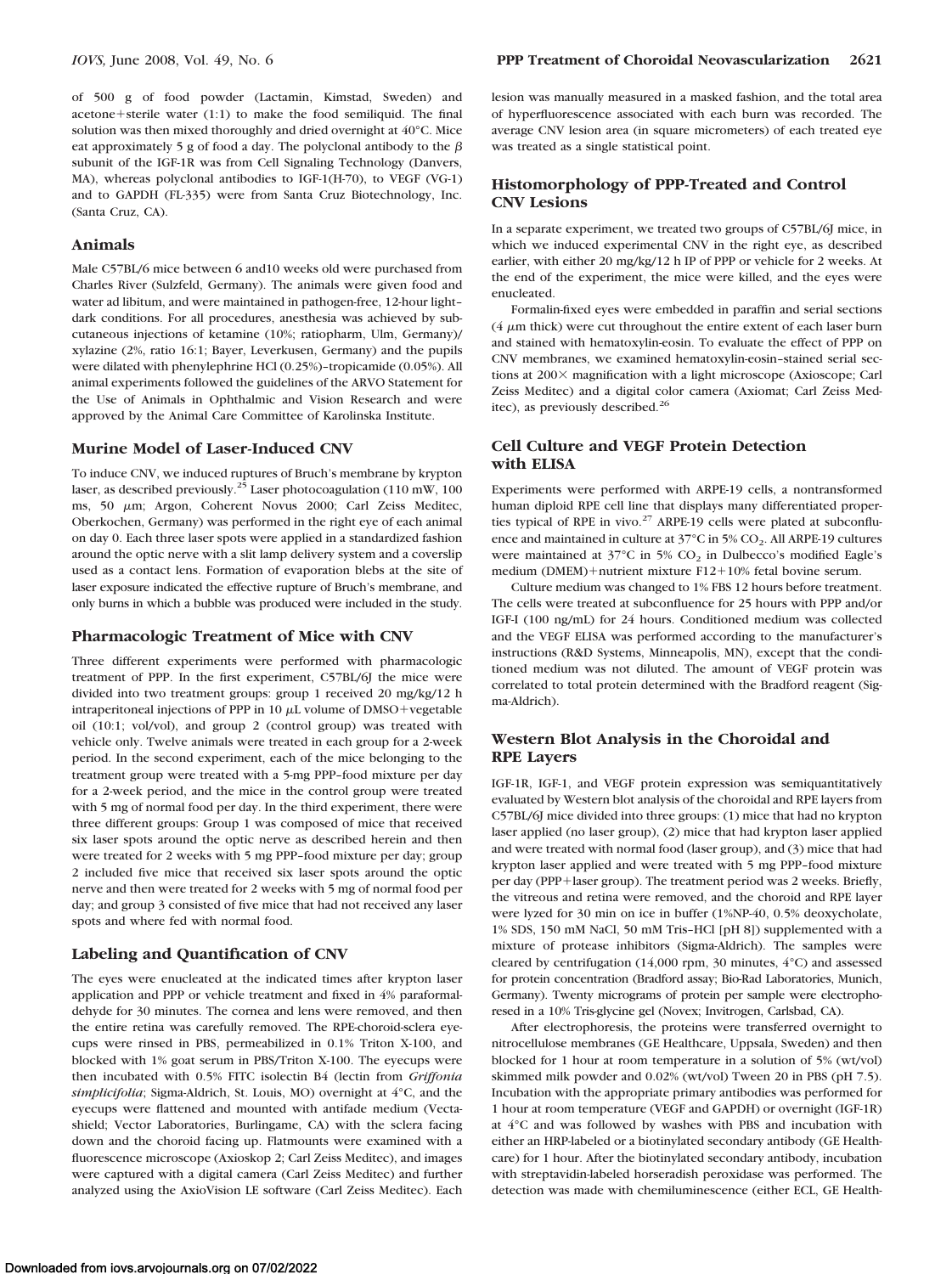of 500 g of food powder (Lactamin, Kimstad, Sweden) and acetone+sterile water (1:1) to make the food semiliquid. The final solution was then mixed thoroughly and dried overnight at 40°C. Mice eat approximately 5 g of food a day. The polyclonal antibody to the β subunit of the IGF-1R was from Cell Signaling Technology (Danvers, MA), whereas polyclonal antibodies to IGF-1(H-70), to VEGF (VG-1) and to GAPDH (FL-335) were from Santa Cruz Biotechnology, Inc. (Santa Cruz, CA).

## Animals

Male C57BL/6 mice between 6 and10 weeks old were purchased from Charles River (Sulzfeld, Germany). The animals were given food and water ad libitum, and were maintained in pathogen-free, 12-hour light–dark conditions. For all procedures, anesthesia was achieved by subcutaneous injections of ketamine (10%; ratiopharm, Ulm, Germany)/xylazine (2%, ratio 16:1; Bayer, Leverkusen, Germany) and the pupils were dilated with phenylephrine HCl (0.25%)–tropicamide (0.05%). All animal experiments followed the guidelines of the ARVO Statement for the Use of Animals in Ophthalmic and Vision Research and were approved by the Animal Care Committee of Karolinska Institute.

## Murine Model of Laser-Induced CNV

To induce CNV, we induced ruptures of Bruch's membrane by krypton laser, as described previously.[25] Laser photocoagulation (110 mW, 100 ms, 50 μm; Argon, Coherent Novus 2000; Carl Zeiss Meditec, Oberkochen, Germany) was performed in the right eye of each animal on day 0. Each three laser spots were applied in a standardized fashion around the optic nerve with a slit lamp delivery system and a coverslip used as a contact lens. Formation of evaporation blebs at the site of laser exposure indicated the effective rupture of Bruch's membrane, and only burns in which a bubble was produced were included in the study.

## Pharmacologic Treatment of Mice with CNV

Three different experiments were performed with pharmacologic treatment of PPP. In the first experiment, C57BL/6J the mice were divided into two treatment groups: group 1 received 20 mg/kg/12 h intraperitoneal injections of PPP in 10 μL volume of DMSO+vegetable oil (10:1; vol/vol), and group 2 (control group) was treated with vehicle only. Twelve animals were treated in each group for a 2-week period. In the second experiment, each of the mice belonging to the treatment group were treated with a 5-mg PPP–food mixture per day for a 2-week period, and the mice in the control group were treated with 5 mg of normal food per day. In the third experiment, there were three different groups: Group 1 was composed of mice that received six laser spots around the optic nerve as described herein and then were treated for 2 weeks with 5 mg PPP–food mixture per day; group 2 included five mice that received six laser spots around the optic nerve and then were treated for 2 weeks with 5 mg of normal food per day; and group 3 consisted of five mice that had not received any laser spots and where fed with normal food.

## Labeling and Quantification of CNV

The eyes were enucleated at the indicated times after krypton laser application and PPP or vehicle treatment and fixed in 4% paraformaldehyde for 30 minutes. The cornea and lens were removed, and then the entire retina was carefully removed. The RPE-choroid-sclera eyecups were rinsed in PBS, permeabilized in 0.1% Triton X-100, and blocked with 1% goat serum in PBS/Triton X-100. The eyecups were then incubated with 0.5% FITC isolectin B4 (lectin from *Griffonia simplicifolia*; Sigma-Aldrich, St. Louis, MO) overnight at 4°C, and the eyecups were flattened and mounted with antifade medium (Vectashield; Vector Laboratories, Burlingame, CA) with the sclera facing down and the choroid facing up. Flatmounts were examined with a fluorescence microscope (Axioskop 2; Carl Zeiss Meditec), and images were captured with a digital camera (Carl Zeiss Meditec) and further analyzed using the AxioVision LE software (Carl Zeiss Meditec). Each lesion was manually measured in a masked fashion, and the total area of hyperfluorescence associated with each burn was recorded. The average CNV lesion area (in square micrometers) of each treated eye was treated as a single statistical point.

## Histomorphology of PPP-Treated and Control CNV Lesions

In a separate experiment, we treated two groups of C57BL/6J mice, in which we induced experimental CNV in the right eye, as described earlier, with either 20 mg/kg/12 h IP of PPP or vehicle for 2 weeks. At the end of the experiment, the mice were killed, and the eyes were enucleated.

Formalin-fixed eyes were embedded in paraffin and serial sections (4 μm thick) were cut throughout the entire extent of each laser burn and stained with hematoxylin-eosin. To evaluate the effect of PPP on CNV membranes, we examined hematoxylin-eosin–stained serial sections at 200× magnification with a light microscope (Axioscope; Carl Zeiss Meditec) and a digital color camera (Axiomat; Carl Zeiss Meditec), as previously described.[26]

## Cell Culture and VEGF Protein Detection with ELISA

Experiments were performed with ARPE-19 cells, a nontransformed human diploid RPE cell line that displays many differentiated properties typical of RPE in vivo.[27] ARPE-19 cells were plated at subconfluence and maintained in culture at 37°C in 5% $CO_2$. All ARPE-19 cultures were maintained at 37°C in 5% $CO_2$ in Dulbecco's modified Eagle's medium (DMEM)+nutrient mixture F12+10% fetal bovine serum.

Culture medium was changed to 1% FBS 12 hours before treatment. The cells were treated at subconfluence for 25 hours with PPP and/or IGF-I (100 ng/mL) for 24 hours. Conditioned medium was collected and the VEGF ELISA was performed according to the manufacturer's instructions (R&D Systems, Minneapolis, MN), except that the conditioned medium was not diluted. The amount of VEGF protein was correlated to total protein determined with the Bradford reagent (Sigma-Aldrich).

## Western Blot Analysis in the Choroidal and RPE Layers

IGF-1R, IGF-1, and VEGF protein expression was semiquantitatively evaluated by Western blot analysis of the choroidal and RPE layers from C57BL/6J mice divided into three groups: (1) mice that had no krypton laser applied (no laser group), (2) mice that had krypton laser applied and were treated with normal food (laser group), and (3) mice that had krypton laser applied and were treated with 5 mg PPP–food mixture per day (PPP+laser group). The treatment period was 2 weeks. Briefly, the vitreous and retina were removed, and the choroid and RPE layer were lyzed for 30 min on ice in buffer (1%NP-40, 0.5% deoxycholate, 1% SDS, 150 mM NaCl, 50 mM Tris–HCl [pH 8]) supplemented with a mixture of protease inhibitors (Sigma-Aldrich). The samples were cleared by centrifugation (14,000 rpm, 30 minutes, 4°C) and assessed for protein concentration (Bradford assay; Bio-Rad Laboratories, Munich, Germany). Twenty micrograms of protein per sample were electrophoresed in a 10% Tris-glycine gel (Novex; Invitrogen, Carlsbad, CA).

After electrophoresis, the proteins were transferred overnight to nitrocellulose membranes (GE Healthcare, Uppsala, Sweden) and then blocked for 1 hour at room temperature in a solution of 5% (wt/vol) skimmed milk powder and 0.02% (wt/vol) Tween 20 in PBS (pH 7.5). Incubation with the appropriate primary antibodies was performed for 1 hour at room temperature (VEGF and GAPDH) or overnight (IGF-1R) at 4°C and was followed by washes with PBS and incubation with either an HRP-labeled or a biotinylated secondary antibody (GE Healthcare) for 1 hour. After the biotinylated secondary antibody, incubation with streptavidin-labeled horseradish peroxidase was performed. The detection was made with chemiluminescence (either ECL, GE Health-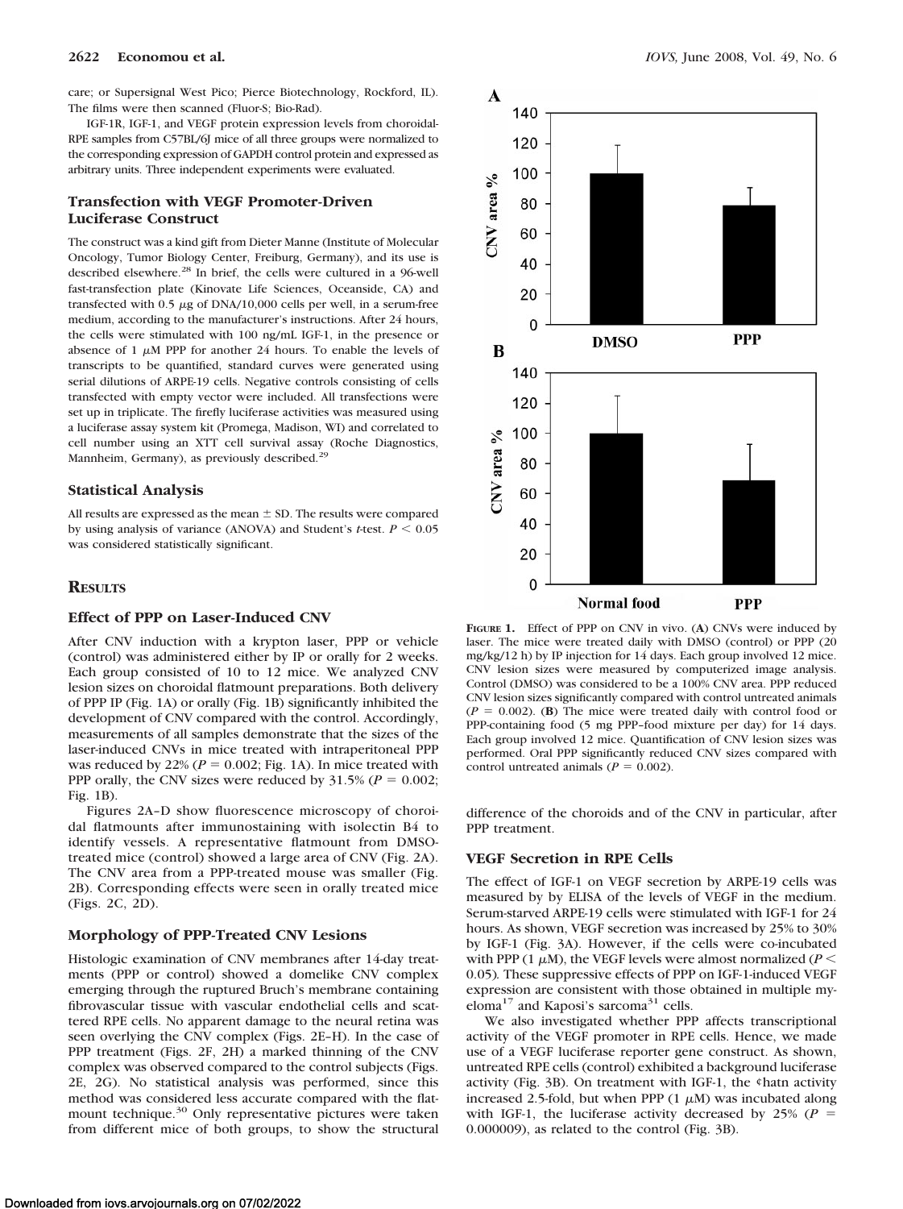care; or Supersignal West Pico; Pierce Biotechnology, Rockford, IL). The films were then scanned (Fluor-S; Bio-Rad).

IGF-1R, IGF-1, and VEGF protein expression levels from choroidal-RPE samples from C57BL/6J mice of all three groups were normalized to the corresponding expression of GAPDH control protein and expressed as arbitrary units. Three independent experiments were evaluated.

### Transfection with VEGF Promoter-Driven Luciferase Construct

The construct was a kind gift from Dieter Manne (Institute of Molecular Oncology, Tumor Biology Center, Freiburg, Germany), and its use is described elsewhere.[28] In brief, the cells were cultured in a 96-well fast-transfection plate (Kinovate Life Sciences, Oceanside, CA) and transfected with 0.5 μg of DNA/10,000 cells per well, in a serum-free medium, according to the manufacturer's instructions. After 24 hours, the cells were stimulated with 100 ng/mL IGF-1, in the presence or absence of 1 μM PPP for another 24 hours. To enable the levels of transcripts to be quantified, standard curves were generated using serial dilutions of ARPE-19 cells. Negative controls consisting of cells transfected with empty vector were included. All transfections were set up in triplicate. The firefly luciferase activities was measured using a luciferase assay system kit (Promega, Madison, WI) and correlated to cell number using an XTT cell survival assay (Roche Diagnostics, Mannheim, Germany), as previously described.[29]

### Statistical Analysis

All results are expressed as the mean ± SD. The results were compared by using analysis of variance (ANOVA) and Student's *t*-test. $P < 0.05$ was considered statistically significant.

## Results

### Effect of PPP on Laser-Induced CNV

After CNV induction with a krypton laser, PPP or vehicle (control) was administered either by IP or orally for 2 weeks. Each group consisted of 10 to 12 mice. We analyzed CNV lesion sizes on choroidal flatmount preparations. Both delivery of PPP IP (Fig. 1A) or orally (Fig. 1B) significantly inhibited the development of CNV compared with the control. Accordingly, measurements of all samples demonstrate that the sizes of the laser-induced CNVs in mice treated with intraperitoneal PPP was reduced by 22% ($P = 0.002$; Fig. 1A). In mice treated with PPP orally, the CNV sizes were reduced by 31.5% ($P = 0.002$; Fig. 1B).

Figures 2A–D show fluorescence microscopy of choroidal flatmounts after immunostaining with isolectin B4 to identify vessels. A representative flatmount from DMSO-treated mice (control) showed a large area of CNV (Fig. 2A). The CNV area from a PPP-treated mouse was smaller (Fig. 2B). Corresponding effects were seen in orally treated mice (Figs. 2C, 2D).

### Morphology of PPP-Treated CNV Lesions

Histologic examination of CNV membranes after 14-day treatments (PPP or control) showed a domelike CNV complex emerging through the ruptured Bruch's membrane containing fibrovascular tissue with vascular endothelial cells and scattered RPE cells. No apparent damage to the neural retina was seen overlying the CNV complex (Figs. 2E–H). In the case of PPP treatment (Figs. 2F, 2H) a marked thinning of the CNV complex was observed compared to the control subjects (Figs. 2E, 2G). No statistical analysis was performed, since this method was considered less accurate compared with the flatmount technique.[30] Only representative pictures were taken from different mice of both groups, to show the structural difference of the choroids and of the CNV in particular, after PPP treatment.

**Figure 1.** Effect of PPP on CNV in vivo. (**A**) CNVs were induced by laser. The mice were treated daily with DMSO (control) or PPP (20 mg/kg/12 h) by IP injection for 14 days. Each group involved 12 mice. CNV lesion sizes were measured by computerized image analysis. Control (DMSO) was considered to be a 100% CNV area. PPP reduced CNV lesion sizes significantly compared with control untreated animals ($P = 0.002$). (**B**) The mice were treated daily with control food or PPP-containing food (5 mg PPP–food mixture per day) for 14 days. Each group involved 12 mice. Quantification of CNV lesion sizes was performed. Oral PPP significantly reduced CNV sizes compared with control untreated animals ($P = 0.002$).

### VEGF Secretion in RPE Cells

The effect of IGF-1 on VEGF secretion by ARPE-19 cells was measured by by ELISA of the levels of VEGF in the medium. Serum-starved ARPE-19 cells were stimulated with IGF-1 for 24 hours. As shown, VEGF secretion was increased by 25% to 30% by IGF-1 (Fig. 3A). However, if the cells were co-incubated with PPP (1 μM), the VEGF levels were almost normalized ($P < 0.05$). These suppressive effects of PPP on IGF-1-induced VEGF expression are consistent with those obtained in multiple myeloma[17] and Kaposi's sarcoma[31] cells.

We also investigated whether PPP affects transcriptional activity of the VEGF promoter in RPE cells. Hence, we made use of a VEGF luciferase reporter gene construct. As shown, untreated RPE cells (control) exhibited a background luciferase activity (Fig. 3B). On treatment with IGF-1, the ¢hatn activity increased 2.5-fold, but when PPP (1 μM) was incubated along with IGF-1, the luciferase activity decreased by 25% ($P = 0.000009$), as related to the control (Fig. 3B).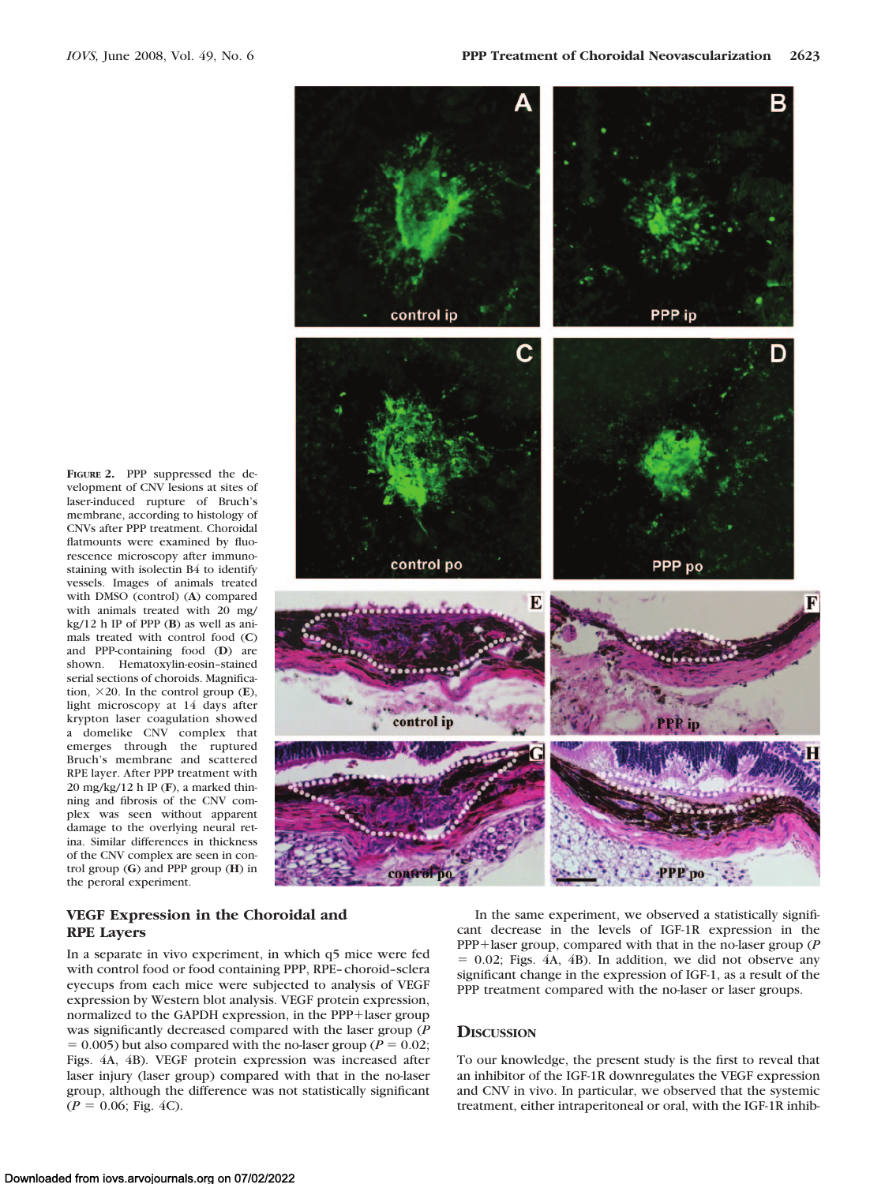**Figure 2.** PPP suppressed the development of CNV lesions at sites of laser-induced rupture of Bruch's membrane, according to histology of CNVs after PPP treatment. Choroidal flatmounts were examined by fluorescence microscopy after immunostaining with isolectin B4 to identify vessels. Images of animals treated with DMSO (control) (**A**) compared with animals treated with 20 mg/kg/12 h IP of PPP (**B**) as well as animals treated with control food (**C**) and PPP-containing food (**D**) are shown. Hematoxylin-eosin–stained serial sections of choroids. Magnification, ×20. In the control group (**E**), light microscopy at 14 days after krypton laser coagulation showed a domelike CNV complex that emerges through the ruptured Bruch's membrane and scattered RPE layer. After PPP treatment with 20 mg/kg/12 h IP (**F**), a marked thinning and fibrosis of the CNV complex was seen without apparent damage to the overlying neural retina. Similar differences in thickness of the CNV complex are seen in control group (**G**) and PPP group (**H**) in the peroral experiment.

## VEGF Expression in the Choroidal and RPE Layers

In a separate in vivo experiment, in which q5 mice were fed with control food or food containing PPP, RPE–choroid–sclera eyecups from each mice were subjected to analysis of VEGF expression by Western blot analysis. VEGF protein expression, normalized to the GAPDH expression, in the PPP+laser group was significantly decreased compared with the laser group ($P = 0.005$) but also compared with the no-laser group ($P = 0.02$; Figs. 4A, 4B). VEGF protein expression was increased after laser injury (laser group) compared with that in the no-laser group, although the difference was not statistically significant ($P = 0.06$; Fig. 4C).

In the same experiment, we observed a statistically significant decrease in the levels of IGF-1R expression in the PPP+laser group, compared with that in the no-laser group ($P = 0.02$; Figs. 4A, 4B). In addition, we did not observe any significant change in the expression of IGF-1, as a result of the PPP treatment compared with the no-laser or laser groups.

## Discussion

To our knowledge, the present study is the first to reveal that an inhibitor of the IGF-1R downregulates the VEGF expression and CNV in vivo. In particular, we observed that the systemic treatment, either intraperitoneal or oral, with the IGF-1R inhib-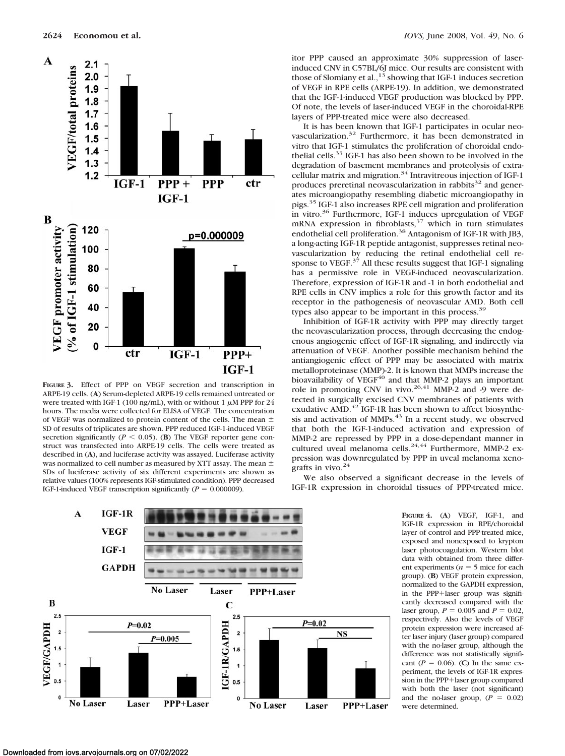itor PPP caused an approximate 30% suppression of laser-induced CNV in C57BL/6J mice. Our results are consistent with those of Slomiany et al.,[13] showing that IGF-1 induces secretion of VEGF in RPE cells (ARPE-19). In addition, we demonstrated that the IGF-1-induced VEGF production was blocked by PPP. Of note, the levels of laser-induced VEGF in the choroidal-RPE layers of PPP-treated mice were also decreased.

It is has been known that IGF-1 participates in ocular neovascularization.[32] Furthermore, it has been demonstrated in vitro that IGF-1 stimulates the proliferation of choroidal endothelial cells.[33] IGF-1 has also been shown to be involved in the degradation of basement membranes and proteolysis of extracellular matrix and migration.[34] Intravitreous injection of IGF-1 produces preretinal neovascularization in rabbits[32] and generates microangiopathy resembling diabetic microangiopathy in pigs.[35] IGF-1 also increases RPE cell migration and proliferation in vitro.[36] Furthermore, IGF-1 induces upregulation of VEGF mRNA expression in fibroblasts,[37] which in turn stimulates endothelial cell proliferation.[38] Antagonism of IGF-1R with JB3, a long-acting IGF-1R peptide antagonist, suppresses retinal neovascularization by reducing the retinal endothelial cell response to VEGF.[37] All these results suggest that IGF-1 signaling has a permissive role in VEGF-induced neovascularization. Therefore, expression of IGF-1R and -1 in both endothelial and RPE cells in CNV implies a role for this growth factor and its receptor in the pathogenesis of neovascular AMD. Both cell types also appear to be important in this process.[39]

Inhibition of IGF-1R activity with PPP may directly target the neovascularization process, through decreasing the endogenous angiogenic effect of IGF-1R signaling, and indirectly via attenuation of VEGF. Another possible mechanism behind the antiangiogenic effect of PPP may be associated with matrix metalloproteinase (MMP)-2. It is known that MMPs increase the bioavailability of VEGF[40] and that MMP-2 plays an important role in promoting CNV in vivo.[26,41] MMP-2 and -9 were detected in surgically excised CNV membranes of patients with exudative AMD.[42] IGF-1R has been shown to affect biosynthesis and activation of MMPs.[43] In a recent study, we observed that both the IGF-1-induced activation and expression of MMP-2 are repressed by PPP in a dose-dependant manner in cultured uveal melanoma cells.[24,44] Furthermore, MMP-2 expression was downregulated by PPP in uveal melanoma xenografts in vivo.[24]

We also observed a significant decrease in the levels of IGF-1R expression in choroidal tissues of PPP-treated mice.

**Figure 3.** Effect of PPP on VEGF secretion and transcription in ARPE-19 cells. (**A**) Serum-depleted ARPE-19 cells remained untreated or were treated with IGF-1 (100 ng/mL), with or without 1 $\mu$M PPP for 24 hours. The media were collected for ELISA of VEGF. The concentration of VEGF was normalized to protein content of the cells. The mean ± SD of results of triplicates are shown. PPP reduced IGF-1-induced VEGF secretion significantly ($P < 0.05$). (**B**) The VEGF reporter gene construct was transfected into ARPE-19 cells. The cells were treated as described in (**A**), and luciferase activity was assayed. Luciferase activity was normalized to cell number as measured by XTT assay. The mean ± SDs of luciferase activity of six different experiments are shown as relative values (100% represents IGF-stimulated condition). PPP decreased IGF-1-induced VEGF transcription significantly ($P = 0.000009$).

**Figure 4.** (**A**) VEGF, IGF-1, and IGF-1R expression in RPE/choroidal layer of control and PPP-treated mice, exposed and nonexposed to krypton laser photocoagulation. Western blot data with obtained from three different experiments ($n = 5$ mice for each group). (**B**) VEGF protein expression, normalized to the GAPDH expression, in the PPP+laser group was significantly decreased compared with the laser group, $P = 0.005$ and $P = 0.02$, respectively. Also the levels of VEGF protein expression were increased after laser injury (laser group) compared with the no-laser group, although the difference was not statistically significant ($P = 0.06$). (**C**) In the same experiment, the levels of IGF-1R expression in the PPP+laser group compared with both the laser (not significant) and the no-laser group, ($P = 0.02$) were determined.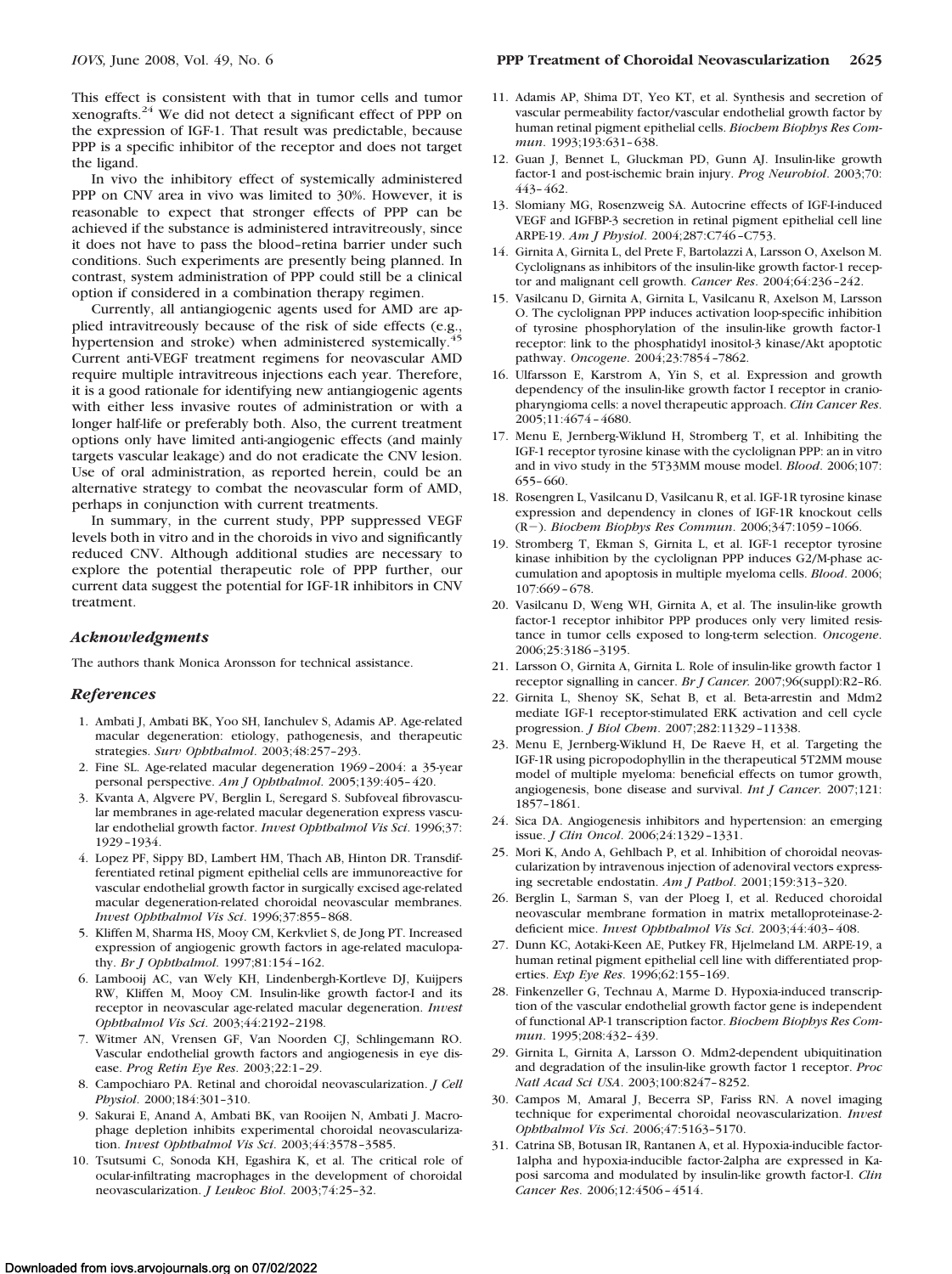This effect is consistent with that in tumor cells and tumor xenografts.[24] We did not detect a significant effect of PPP on the expression of IGF-1. That result was predictable, because PPP is a specific inhibitor of the receptor and does not target the ligand.

In vivo the inhibitory effect of systemically administered PPP on CNV area in vivo was limited to 30%. However, it is reasonable to expect that stronger effects of PPP can be achieved if the substance is administered intravitreously, since it does not have to pass the blood–retina barrier under such conditions. Such experiments are presently being planned. In contrast, system administration of PPP could still be a clinical option if considered in a combination therapy regimen.

Currently, all antiangiogenic agents used for AMD are applied intravitreously because of the risk of side effects (e.g., hypertension and stroke) when administered systemically.[45] Current anti-VEGF treatment regimens for neovascular AMD require multiple intravitreous injections each year. Therefore, it is a good rationale for identifying new antiangiogenic agents with either less invasive routes of administration or with a longer half-life or preferably both. Also, the current treatment options only have limited anti-angiogenic effects (and mainly targets vascular leakage) and do not eradicate the CNV lesion. Use of oral administration, as reported herein, could be an alternative strategy to combat the neovascular form of AMD, perhaps in conjunction with current treatments.

In summary, in the current study, PPP suppressed VEGF levels both in vitro and in the choroids in vivo and significantly reduced CNV. Although additional studies are necessary to explore the potential therapeutic role of PPP further, our current data suggest the potential for IGF-1R inhibitors in CNV treatment.

### *Acknowledgments*

The authors thank Monica Aronsson for technical assistance.

### *References*

1. Ambati J, Ambati BK, Yoo SH, Ianchulev S, Adamis AP. Age-related macular degeneration: etiology, pathogenesis, and therapeutic strategies. *Surv Ophthalmol*. 2003;48:257–293.
2. Fine SL. Age-related macular degeneration 1969–2004: a 35-year personal perspective. *Am J Ophthalmol*. 2005;139:405–420.
3. Kvanta A, Algvere PV, Berglin L, Seregard S. Subfoveal fibrovascular membranes in age-related macular degeneration express vascular endothelial growth factor. *Invest Ophthalmol Vis Sci*. 1996;37:1929–1934.
4. Lopez PF, Sippy BD, Lambert HM, Thach AB, Hinton DR. Transdifferentiated retinal pigment epithelial cells are immunoreactive for vascular endothelial growth factor in surgically excised age-related macular degeneration-related choroidal neovascular membranes. *Invest Ophthalmol Vis Sci*. 1996;37:855–868.
5. Kliffen M, Sharma HS, Mooy CM, Kerkvliet S, de Jong PT. Increased expression of angiogenic growth factors in age-related maculopathy. *Br J Ophthalmol*. 1997;81:154–162.
6. Lambooij AC, van Wely KH, Lindenbergh-Kortleve DJ, Kuijpers RW, Kliffen M, Mooy CM. Insulin-like growth factor-I and its receptor in neovascular age-related macular degeneration. *Invest Ophthalmol Vis Sci*. 2003;44:2192–2198.
7. Witmer AN, Vrensen GF, Van Noorden CJ, Schlingemann RO. Vascular endothelial growth factors and angiogenesis in eye disease. *Prog Retin Eye Res*. 2003;22:1–29.
8. Campochiaro PA. Retinal and choroidal neovascularization. *J Cell Physiol*. 2000;184:301–310.
9. Sakurai E, Anand A, Ambati BK, van Rooijen N, Ambati J. Macrophage depletion inhibits experimental choroidal neovascularization. *Invest Ophthalmol Vis Sci*. 2003;44:3578–3585.
10. Tsutsumi C, Sonoda KH, Egashira K, et al. The critical role of ocular-infiltrating macrophages in the development of choroidal neovascularization. *J Leukoc Biol*. 2003;74:25–32.
11. Adamis AP, Shima DT, Yeo KT, et al. Synthesis and secretion of vascular permeability factor/vascular endothelial growth factor by human retinal pigment epithelial cells. *Biochem Biophys Res Commun*. 1993;193:631–638.
12. Guan J, Bennet L, Gluckman PD, Gunn AJ. Insulin-like growth factor-1 and post-ischemic brain injury. *Prog Neurobiol*. 2003;70:443–462.
13. Slomiany MG, Rosenzweig SA. Autocrine effects of IGF-I-induced VEGF and IGFBP-3 secretion in retinal pigment epithelial cell line ARPE-19. *Am J Physiol*. 2004;287:C746–C753.
14. Girnita A, Girnita L, del Prete F, Bartolazzi A, Larsson O, Axelson M. Cyclolignans as inhibitors of the insulin-like growth factor-1 receptor and malignant cell growth. *Cancer Res*. 2004;64:236–242.
15. Vasilcanu D, Girnita A, Girnita L, Vasilcanu R, Axelson M, Larsson O. The cyclolignan PPP induces activation loop-specific inhibition of tyrosine phosphorylation of the insulin-like growth factor-1 receptor: link to the phosphatidyl inositol-3 kinase/Akt apoptotic pathway. *Oncogene*. 2004;23:7854–7862.
16. Ulfarsson E, Karstrom A, Yin S, et al. Expression and growth dependency of the insulin-like growth factor I receptor in craniopharyngioma cells: a novel therapeutic approach. *Clin Cancer Res*. 2005;11:4674–4680.
17. Menu E, Jernberg-Wiklund H, Stromberg T, et al. Inhibiting the IGF-1 receptor tyrosine kinase with the cyclolignan PPP: an in vitro and in vivo study in the 5T33MM mouse model. *Blood*. 2006;107:655–660.
18. Rosengren L, Vasilcanu D, Vasilcanu R, et al. IGF-1R tyrosine kinase expression and dependency in clones of IGF-1R knockout cells (R−). *Biochem Biophys Res Commun*. 2006;347:1059–1066.
19. Stromberg T, Ekman S, Girnita L, et al. IGF-1 receptor tyrosine kinase inhibition by the cyclolignan PPP induces G2/M-phase accumulation and apoptosis in multiple myeloma cells. *Blood*. 2006;107:669–678.
20. Vasilcanu D, Weng WH, Girnita A, et al. The insulin-like growth factor-1 receptor inhibitor PPP produces only very limited resistance in tumor cells exposed to long-term selection. *Oncogene*. 2006;25:3186–3195.
21. Larsson O, Girnita A, Girnita L. Role of insulin-like growth factor 1 receptor signalling in cancer. *Br J Cancer*. 2007;96(suppl):R2–R6.
22. Girnita L, Shenoy SK, Sehat B, et al. Beta-arrestin and Mdm2 mediate IGF-1 receptor-stimulated ERK activation and cell cycle progression. *J Biol Chem*. 2007;282:11329–11338.
23. Menu E, Jernberg-Wiklund H, De Raeve H, et al. Targeting the IGF-1R using picropodophyllin in the therapeutical 5T2MM mouse model of multiple myeloma: beneficial effects on tumor growth, angiogenesis, bone disease and survival. *Int J Cancer*. 2007;121:1857–1861.
24. Sica DA. Angiogenesis inhibitors and hypertension: an emerging issue. *J Clin Oncol*. 2006;24:1329–1331.
25. Mori K, Ando A, Gehlbach P, et al. Inhibition of choroidal neovascularization by intravenous injection of adenoviral vectors expressing secretable endostatin. *Am J Pathol*. 2001;159:313–320.
26. Berglin L, Sarman S, van der Ploeg I, et al. Reduced choroidal neovascular membrane formation in matrix metalloproteinase-2-deficient mice. *Invest Ophthalmol Vis Sci*. 2003;44:403–408.
27. Dunn KC, Aotaki-Keen AE, Putkey FR, Hjelmeland LM. ARPE-19, a human retinal pigment epithelial cell line with differentiated properties. *Exp Eye Res*. 1996;62:155–169.
28. Finkenzeller G, Technau A, Marme D. Hypoxia-induced transcription of the vascular endothelial growth factor gene is independent of functional AP-1 transcription factor. *Biochem Biophys Res Commun*. 1995;208:432–439.
29. Girnita L, Girnita A, Larsson O. Mdm2-dependent ubiquitination and degradation of the insulin-like growth factor 1 receptor. *Proc Natl Acad Sci USA*. 2003;100:8247–8252.
30. Campos M, Amaral J, Becerra SP, Fariss RN. A novel imaging technique for experimental choroidal neovascularization. *Invest Ophthalmol Vis Sci*. 2006;47:5163–5170.
31. Catrina SB, Botusan IR, Rantanen A, et al. Hypoxia-inducible factor-1alpha and hypoxia-inducible factor-2alpha are expressed in Kaposi sarcoma and modulated by insulin-like growth factor-I. *Clin Cancer Res*. 2006;12:4506–4514.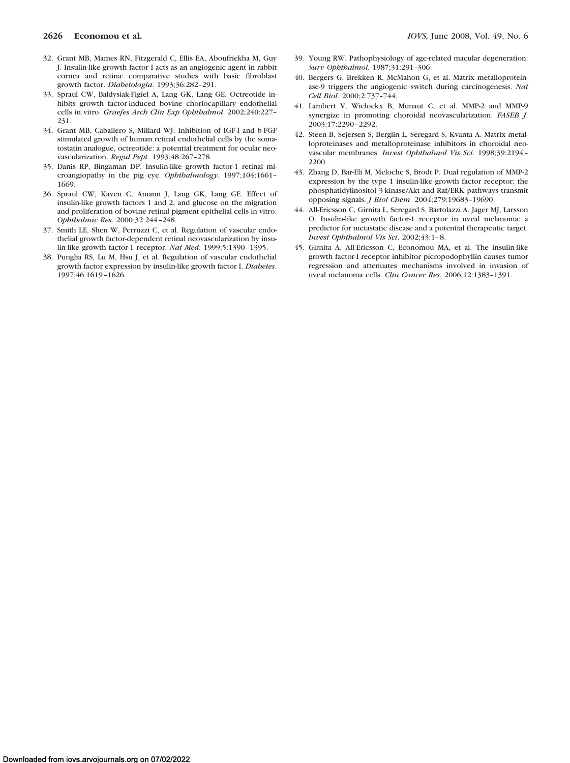32. Grant MB, Mames RN, Fitzgerald C, Ellis EA, Aboufriekha M, Guy J. Insulin-like growth factor I acts as an angiogenic agent in rabbit cornea and retina: comparative studies with basic fibroblast growth factor. *Diabetologia*. 1993;36:282–291.
33. Spraul CW, Baldysiak-Figiel A, Lang GK, Lang GE. Octreotide inhibits growth factor-induced bovine choriocapillary endothelial cells in vitro. *Graefes Arch Clin Exp Ophthalmol*. 2002;240:227–231.
34. Grant MB, Caballero S, Millard WJ. Inhibition of IGF-I and b-FGF stimulated growth of human retinal endothelial cells by the somatostatin analogue, octreotide: a potential treatment for ocular neovascularization. *Regul Pept*. 1993;48:267–278.
35. Danis RP, Bingaman DP. Insulin-like growth factor-1 retinal microangiopathy in the pig eye. *Ophthalmology*. 1997;104:1661–1669.
36. Spraul CW, Kaven C, Amann J, Lang GK, Lang GE. Effect of insulin-like growth factors 1 and 2, and glucose on the migration and proliferation of bovine retinal pigment epithelial cells in vitro. *Ophthalmic Res*. 2000;32:244–248.
37. Smith LE, Shen W, Perruzzi C, et al. Regulation of vascular endothelial growth factor-dependent retinal neovascularization by insulin-like growth factor-1 receptor. *Nat Med*. 1999;5:1390–1395.
38. Punglia RS, Lu M, Hsu J, et al. Regulation of vascular endothelial growth factor expression by insulin-like growth factor I. *Diabetes*. 1997;46:1619–1626.
39. Young RW. Pathophysiology of age-related macular degeneration. *Surv Ophthalmol*. 1987;31:291–306.
40. Bergers G, Brekken R, McMahon G, et al. Matrix metalloproteinase-9 triggers the angiogenic switch during carcinogenesis. *Nat Cell Biol*. 2000;2:737–744.
41. Lambert V, Wielockx B, Munaut C, et al. MMP-2 and MMP-9 synergize in promoting choroidal neovascularization. *FASEB J*. 2003;17:2290–2292.
42. Steen B, Sejersen S, Berglin L, Seregard S, Kvanta A. Matrix metalloproteinases and metalloproteinase inhibitors in choroidal neovascular membranes. *Invest Ophthalmol Vis Sci*. 1998;39:2194–2200.
43. Zhang D, Bar-Eli M, Meloche S, Brodt P. Dual regulation of MMP-2 expression by the type 1 insulin-like growth factor receptor: the phosphatidylinositol 3-kinase/Akt and Raf/ERK pathways transmit opposing signals. *J Biol Chem*. 2004;279:19683–19690.
44. All-Ericsson C, Girnita L, Seregard S, Bartolazzi A, Jager MJ, Larsson O. Insulin-like growth factor-1 receptor in uveal melanoma: a predictor for metastatic disease and a potential therapeutic target. *Invest Ophthalmol Vis Sci*. 2002;43:1–8.
45. Girnita A, All-Ericsson C, Economou MA, et al. The insulin-like growth factor-I receptor inhibitor picropodophyllin causes tumor regression and attenuates mechanisms involved in invasion of uveal melanoma cells. *Clin Cancer Res*. 2006;12:1383–1391.